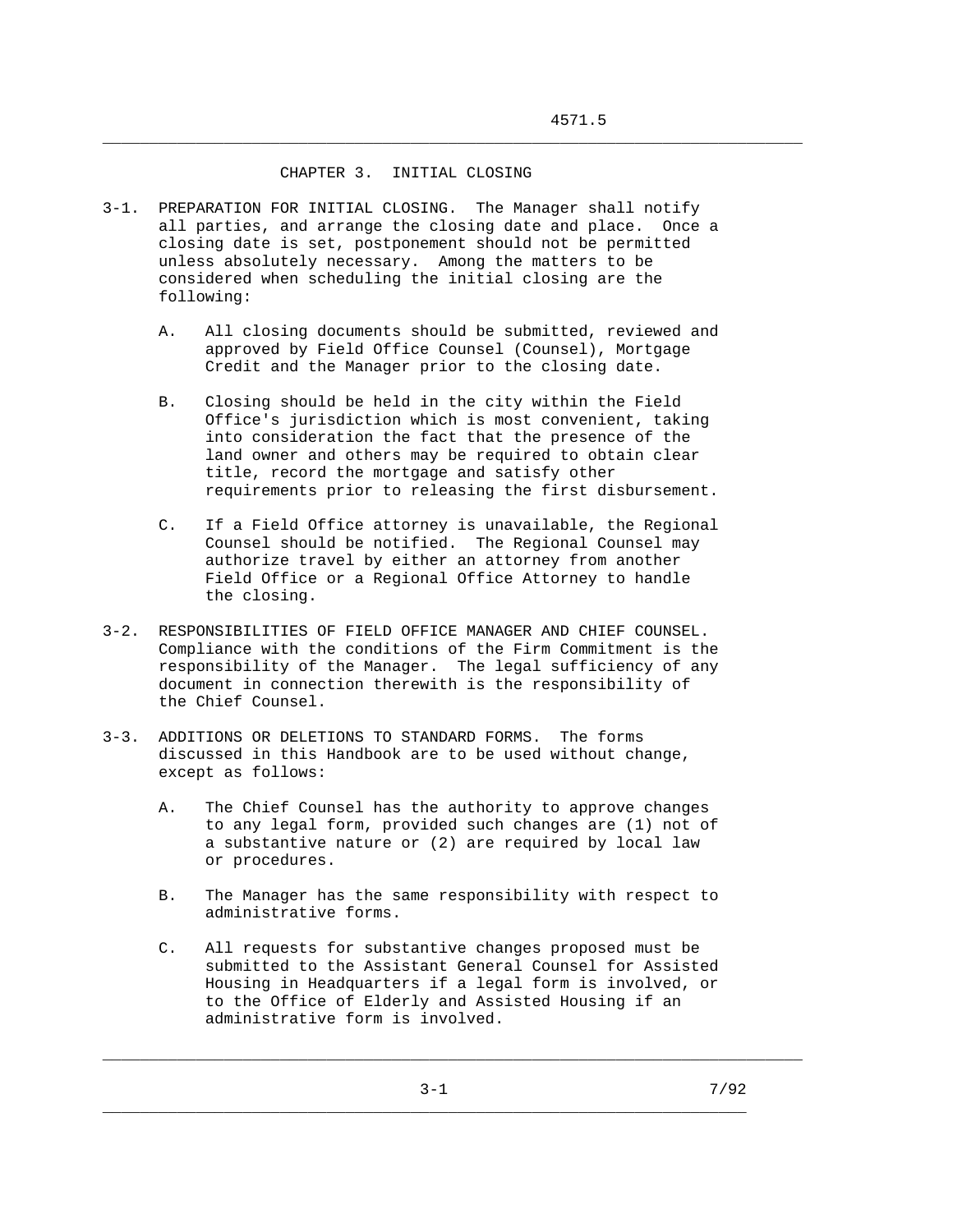# CHAPTER 3. INITIAL CLOSING

3-1. PREPARATION FOR INITIAL CLOSING. The Manager shall notify all parties, and arrange the closing date and place. Once a closing date is set, postponement should not be permitted unless absolutely necessary. Among the matters to be considered when scheduling the initial closing are the following:

A. All closing documents should be submitted, reviewed and approved by Field Office Counsel (Counsel), Mortgage Credit and the Manager prior to the closing date.

B. Closing should be held in the city within the Field Office's jurisdiction which is most convenient, taking into consideration the fact that the presence of the land owner and others may be required to obtain clear title, record the mortgage and satisfy other requirements prior to releasing the first disbursement.

C. If a Field Office attorney is unavailable, the Regional Counsel should be notified. The Regional Counsel may authorize travel by either an attorney from another Field Office or a Regional Office Attorney to handle the closing.

3-2. RESPONSIBILITIES OF FIELD OFFICE MANAGER AND CHIEF COUNSEL. Compliance with the conditions of the Firm Commitment is the responsibility of the Manager. The legal sufficiency of any document in connection therewith is the responsibility of the Chief Counsel.

3-3. ADDITIONS OR DELETIONS TO STANDARD FORMS. The forms discussed in this Handbook are to be used without change, except as follows:

A. The Chief Counsel has the authority to approve changes to any legal form, provided such changes are (1) not of a substantive nature or (2) are required by local law or procedures.

B. The Manager has the same responsibility with respect to administrative forms.

C. All requests for substantive changes proposed must be submitted to the Assistant General Counsel for Assisted Housing in Headquarters if a legal form is involved, or to the Office of Elderly and Assisted Housing if an administrative form is involved.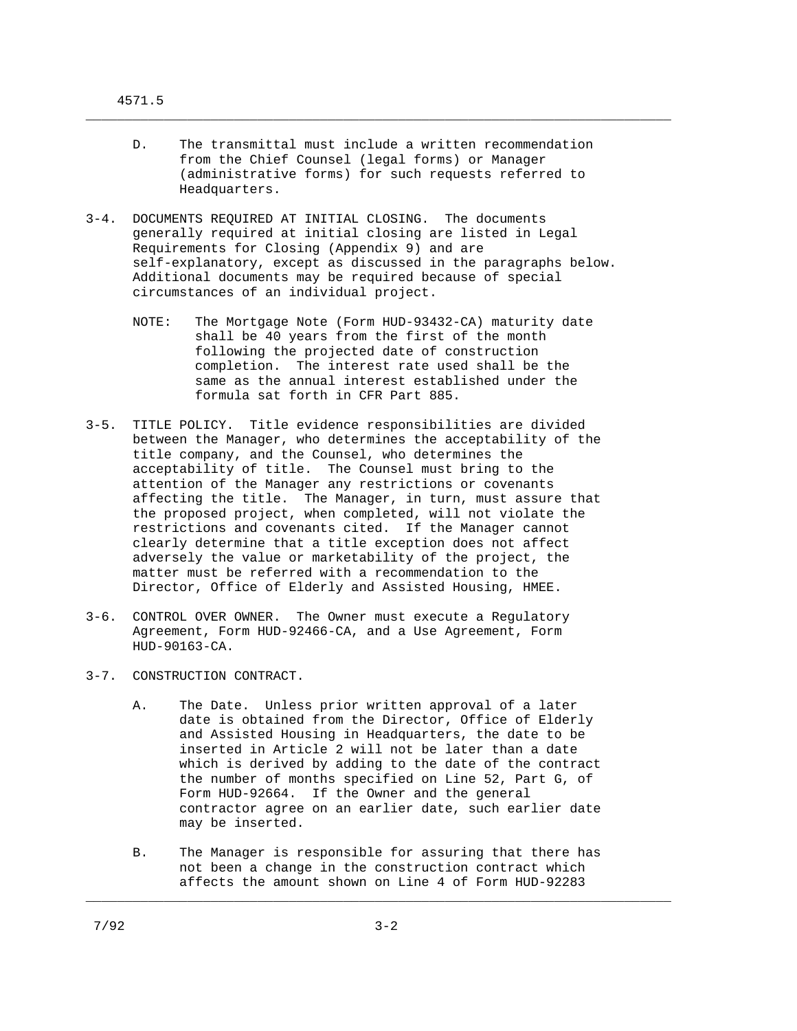D. The transmittal must include a written recommendation from the Chief Counsel (legal forms) or Manager (administrative forms) for such requests referred to Headquarters.

3-4. DOCUMENTS REQUIRED AT INITIAL CLOSING. The documents generally required at initial closing are listed in Legal Requirements for Closing (Appendix 9) and are self-explanatory, except as discussed in the paragraphs below. Additional documents may be required because of special circumstances of an individual project.

NOTE: The Mortgage Note (Form HUD-93432-CA) maturity date shall be 40 years from the first of the month following the projected date of construction completion. The interest rate used shall be the same as the annual interest established under the formula sat forth in CFR Part 885.

3-5. TITLE POLICY. Title evidence responsibilities are divided between the Manager, who determines the acceptability of the title company, and the Counsel, who determines the acceptability of title. The Counsel must bring to the attention of the Manager any restrictions or covenants affecting the title. The Manager, in turn, must assure that the proposed project, when completed, will not violate the restrictions and covenants cited. If the Manager cannot clearly determine that a title exception does not affect adversely the value or marketability of the project, the matter must be referred with a recommendation to the Director, Office of Elderly and Assisted Housing, HMEE.

3-6. CONTROL OVER OWNER. The Owner must execute a Regulatory Agreement, Form HUD-92466-CA, and a Use Agreement, Form HUD-90163-CA.

3-7. CONSTRUCTION CONTRACT.

A. The Date. Unless prior written approval of a later date is obtained from the Director, Office of Elderly and Assisted Housing in Headquarters, the date to be inserted in Article 2 will not be later than a date which is derived by adding to the date of the contract the number of months specified on Line 52, Part G, of Form HUD-92664. If the Owner and the general contractor agree on an earlier date, such earlier date may be inserted.

B. The Manager is responsible for assuring that there has not been a change in the construction contract which affects the amount shown on Line 4 of Form HUD-92283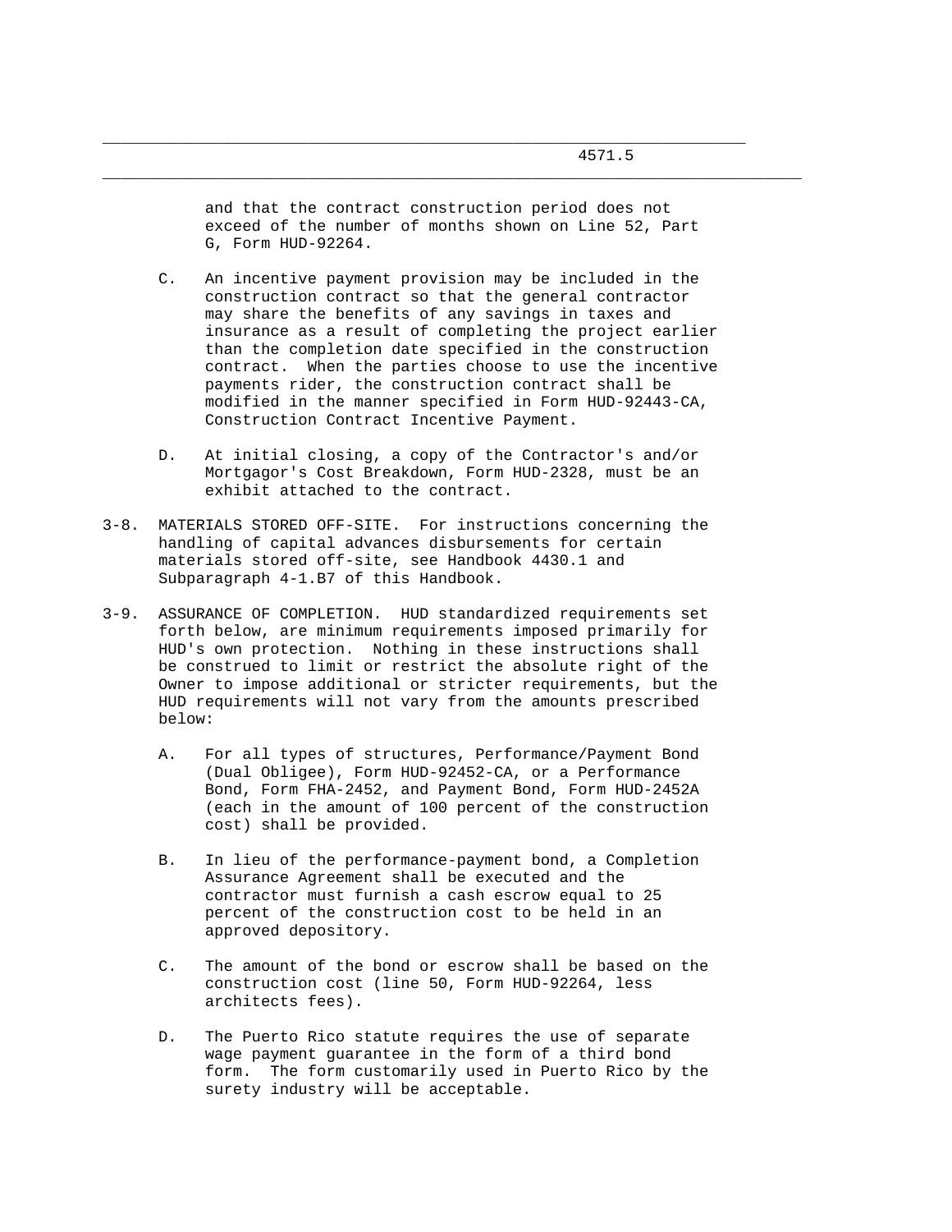and that the contract construction period does not exceed of the number of months shown on Line 52, Part G, Form HUD-92264.

C. An incentive payment provision may be included in the construction contract so that the general contractor may share the benefits of any savings in taxes and insurance as a result of completing the project earlier than the completion date specified in the construction contract. When the parties choose to use the incentive payments rider, the construction contract shall be modified in the manner specified in Form HUD-92443-CA, Construction Contract Incentive Payment.

D. At initial closing, a copy of the Contractor's and/or Mortgagor's Cost Breakdown, Form HUD-2328, must be an exhibit attached to the contract.

3-8. MATERIALS STORED OFF-SITE. For instructions concerning the handling of capital advances disbursements for certain materials stored off-site, see Handbook 4430.1 and Subparagraph 4-1.B7 of this Handbook.

3-9. ASSURANCE OF COMPLETION. HUD standardized requirements set forth below, are minimum requirements imposed primarily for HUD's own protection. Nothing in these instructions shall be construed to limit or restrict the absolute right of the Owner to impose additional or stricter requirements, but the HUD requirements will not vary from the amounts prescribed below:

A. For all types of structures, Performance/Payment Bond (Dual Obligee), Form HUD-92452-CA, or a Performance Bond, Form FHA-2452, and Payment Bond, Form HUD-2452A (each in the amount of 100 percent of the construction cost) shall be provided.

B. In lieu of the performance-payment bond, a Completion Assurance Agreement shall be executed and the contractor must furnish a cash escrow equal to 25 percent of the construction cost to be held in an approved depository.

C. The amount of the bond or escrow shall be based on the construction cost (line 50, Form HUD-92264, less architects fees).

D. The Puerto Rico statute requires the use of separate wage payment guarantee in the form of a third bond form. The form customarily used in Puerto Rico by the surety industry will be acceptable.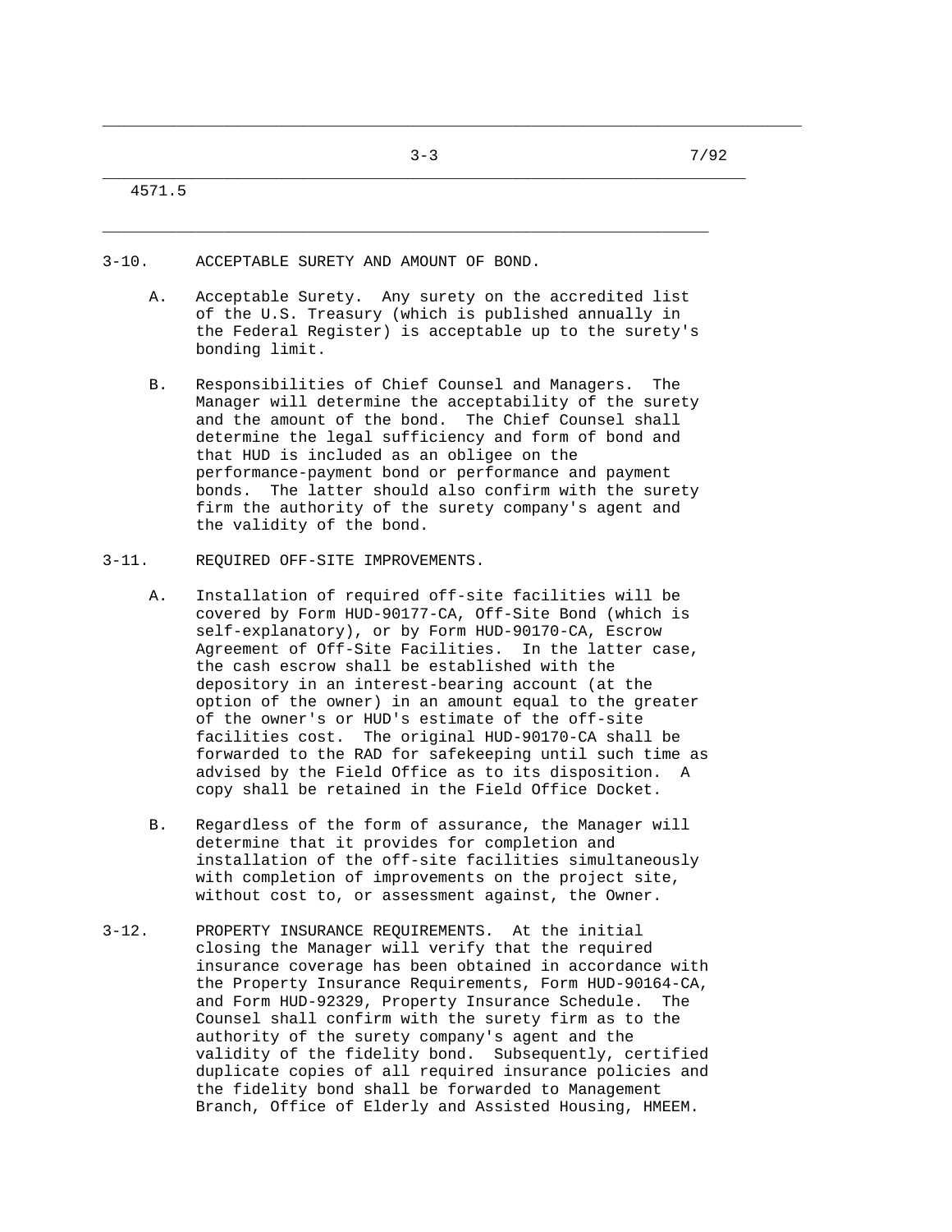## 3-10. ACCEPTABLE SURETY AND AMOUNT OF BOND.

A. Acceptable Surety. Any surety on the accredited list of the U.S. Treasury (which is published annually in the Federal Register) is acceptable up to the surety's bonding limit.

B. Responsibilities of Chief Counsel and Managers. The Manager will determine the acceptability of the surety and the amount of the bond. The Chief Counsel shall determine the legal sufficiency and form of bond and that HUD is included as an obligee on the performance-payment bond or performance and payment bonds. The latter should also confirm with the surety firm the authority of the surety company's agent and the validity of the bond.

## 3-11. REQUIRED OFF-SITE IMPROVEMENTS.

A. Installation of required off-site facilities will be covered by Form HUD-90177-CA, Off-Site Bond (which is self-explanatory), or by Form HUD-90170-CA, Escrow Agreement of Off-Site Facilities. In the latter case, the cash escrow shall be established with the depository in an interest-bearing account (at the option of the owner) in an amount equal to the greater of the owner's or HUD's estimate of the off-site facilities cost. The original HUD-90170-CA shall be forwarded to the RAD for safekeeping until such time as advised by the Field Office as to its disposition. A copy shall be retained in the Field Office Docket.

B. Regardless of the form of assurance, the Manager will determine that it provides for completion and installation of the off-site facilities simultaneously with completion of improvements on the project site, without cost to, or assessment against, the Owner.

## 3-12. PROPERTY INSURANCE REQUIREMENTS.

At the initial closing the Manager will verify that the required insurance coverage has been obtained in accordance with the Property Insurance Requirements, Form HUD-90164-CA, and Form HUD-92329, Property Insurance Schedule. The Counsel shall confirm with the surety firm as to the authority of the surety company's agent and the validity of the fidelity bond. Subsequently, certified duplicate copies of all required insurance policies and the fidelity bond shall be forwarded to Management Branch, Office of Elderly and Assisted Housing, HMEEM.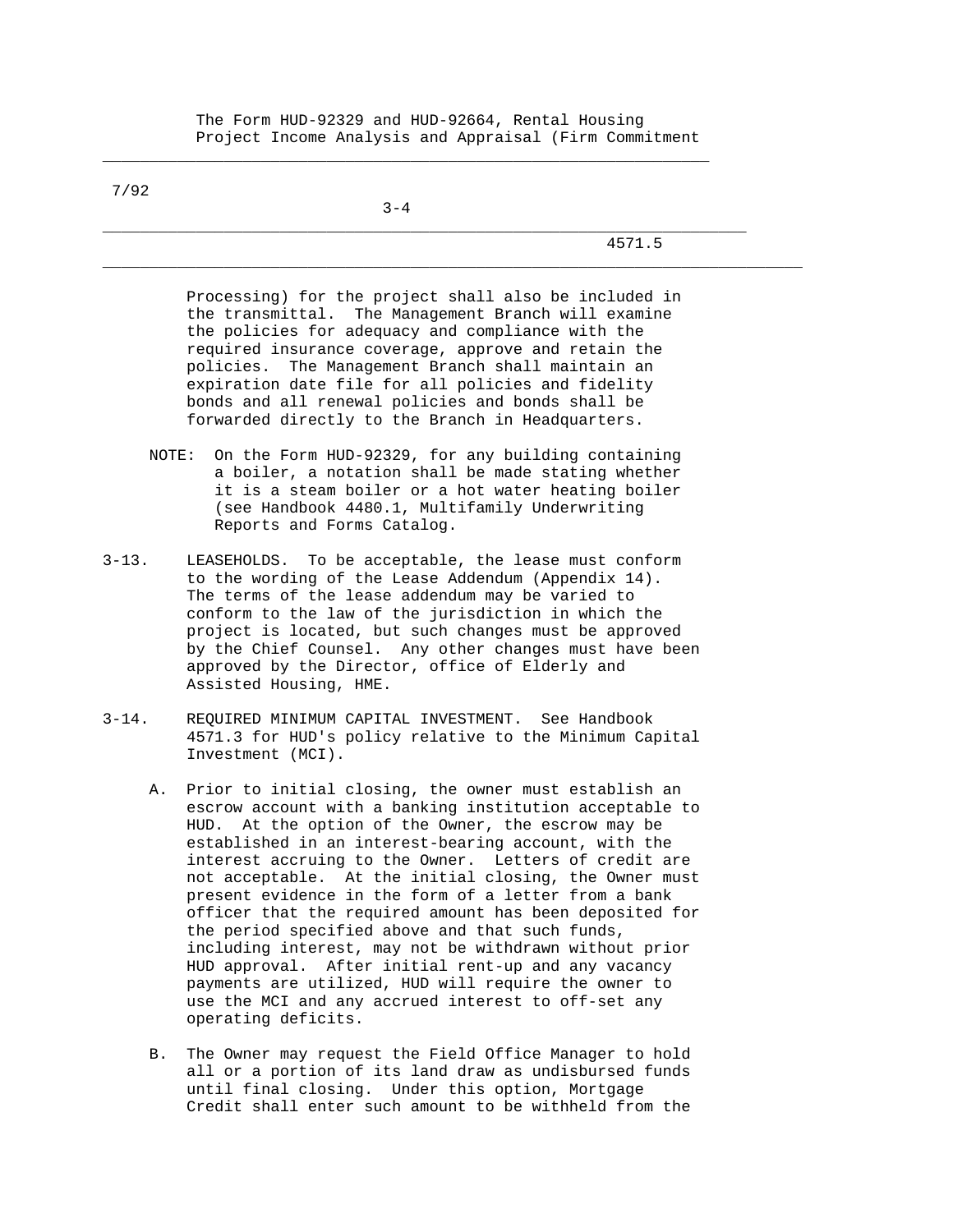The Form HUD-92329 and HUD-92664, Rental Housing Project Income Analysis and Appraisal (Firm Commitment Processing) for the project shall also be included in the transmittal. The Management Branch will examine the policies for adequacy and compliance with the required insurance coverage, approve and retain the policies. The Management Branch shall maintain an expiration date file for all policies and fidelity bonds and all renewal policies and bonds shall be forwarded directly to the Branch in Headquarters.

NOTE: On the Form HUD-92329, for any building containing a boiler, a notation shall be made stating whether it is a steam boiler or a hot water heating boiler (see Handbook 4480.1, Multifamily Underwriting Reports and Forms Catalog.

3-13. LEASEHOLDS. To be acceptable, the lease must conform to the wording of the Lease Addendum (Appendix 14). The terms of the lease addendum may be varied to conform to the law of the jurisdiction in which the project is located, but such changes must be approved by the Chief Counsel. Any other changes must have been approved by the Director, office of Elderly and Assisted Housing, HME.

3-14. REQUIRED MINIMUM CAPITAL INVESTMENT. See Handbook 4571.3 for HUD's policy relative to the Minimum Capital Investment (MCI).

A. Prior to initial closing, the owner must establish an escrow account with a banking institution acceptable to HUD. At the option of the Owner, the escrow may be established in an interest-bearing account, with the interest accruing to the Owner. Letters of credit are not acceptable. At the initial closing, the Owner must present evidence in the form of a letter from a bank officer that the required amount has been deposited for the period specified above and that such funds, including interest, may not be withdrawn without prior HUD approval. After initial rent-up and any vacancy payments are utilized, HUD will require the owner to use the MCI and any accrued interest to off-set any operating deficits.

B. The Owner may request the Field Office Manager to hold all or a portion of its land draw as undisbursed funds until final closing. Under this option, Mortgage Credit shall enter such amount to be withheld from the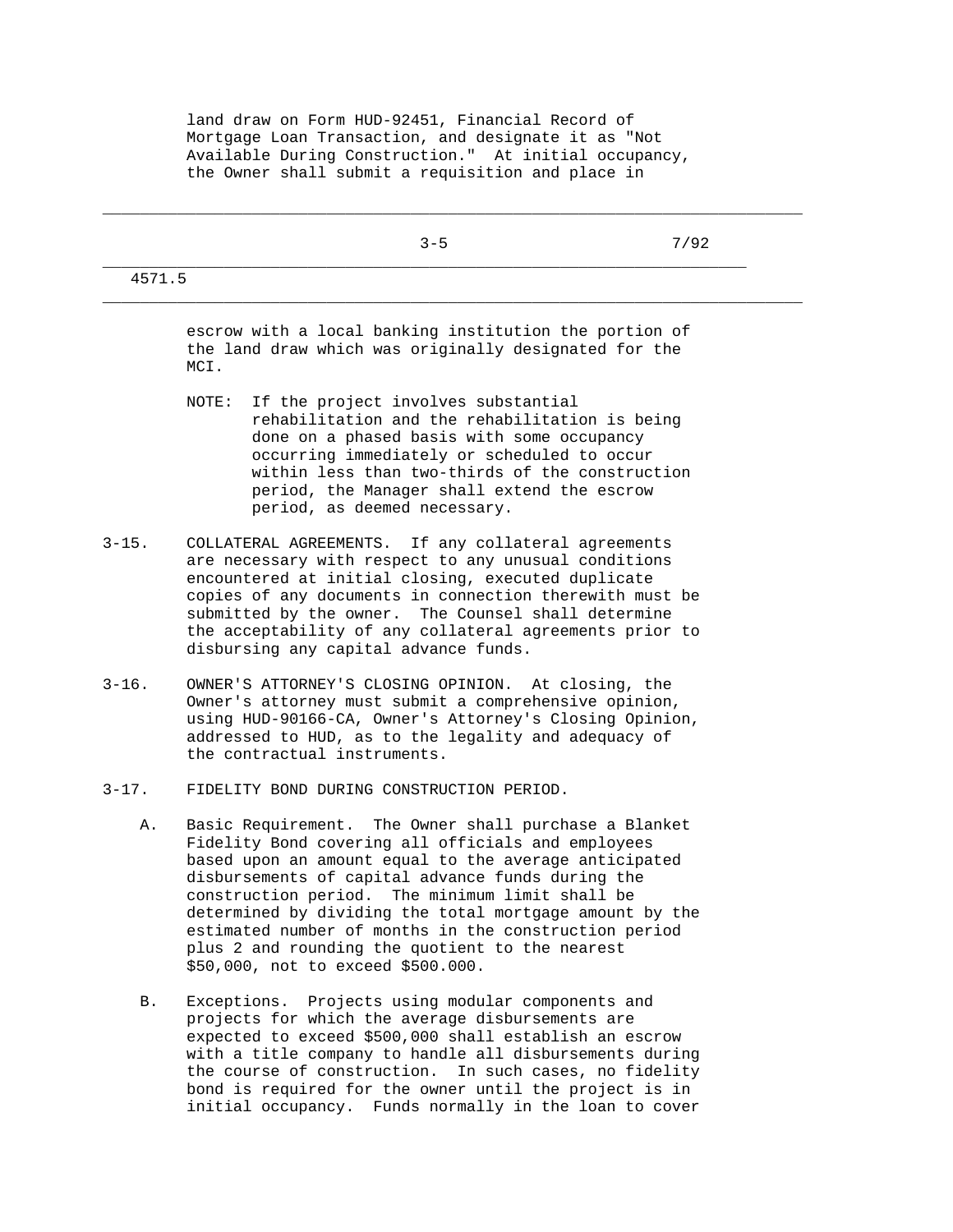land draw on Form HUD-92451, Financial Record of Mortgage Loan Transaction, and designate it as "Not Available During Construction." At initial occupancy, the Owner shall submit a requisition and place in escrow with a local banking institution the portion of the land draw which was originally designated for the MCI.

NOTE: If the project involves substantial rehabilitation and the rehabilitation is being done on a phased basis with some occupancy occurring immediately or scheduled to occur within less than two-thirds of the construction period, the Manager shall extend the escrow period, as deemed necessary.

3-15. COLLATERAL AGREEMENTS. If any collateral agreements are necessary with respect to any unusual conditions encountered at initial closing, executed duplicate copies of any documents in connection therewith must be submitted by the owner. The Counsel shall determine the acceptability of any collateral agreements prior to disbursing any capital advance funds.

3-16. OWNER'S ATTORNEY'S CLOSING OPINION. At closing, the Owner's attorney must submit a comprehensive opinion, using HUD-90166-CA, Owner's Attorney's Closing Opinion, addressed to HUD, as to the legality and adequacy of the contractual instruments.

3-17. FIDELITY BOND DURING CONSTRUCTION PERIOD.

A. Basic Requirement. The Owner shall purchase a Blanket Fidelity Bond covering all officials and employees based upon an amount equal to the average anticipated disbursements of capital advance funds during the construction period. The minimum limit shall be determined by dividing the total mortgage amount by the estimated number of months in the construction period plus 2 and rounding the quotient to the nearest $50,000, not to exceed $500.000.

B. Exceptions. Projects using modular components and projects for which the average disbursements are expected to exceed $500,000 shall establish an escrow with a title company to handle all disbursements during the course of construction. In such cases, no fidelity bond is required for the owner until the project is in initial occupancy. Funds normally in the loan to cover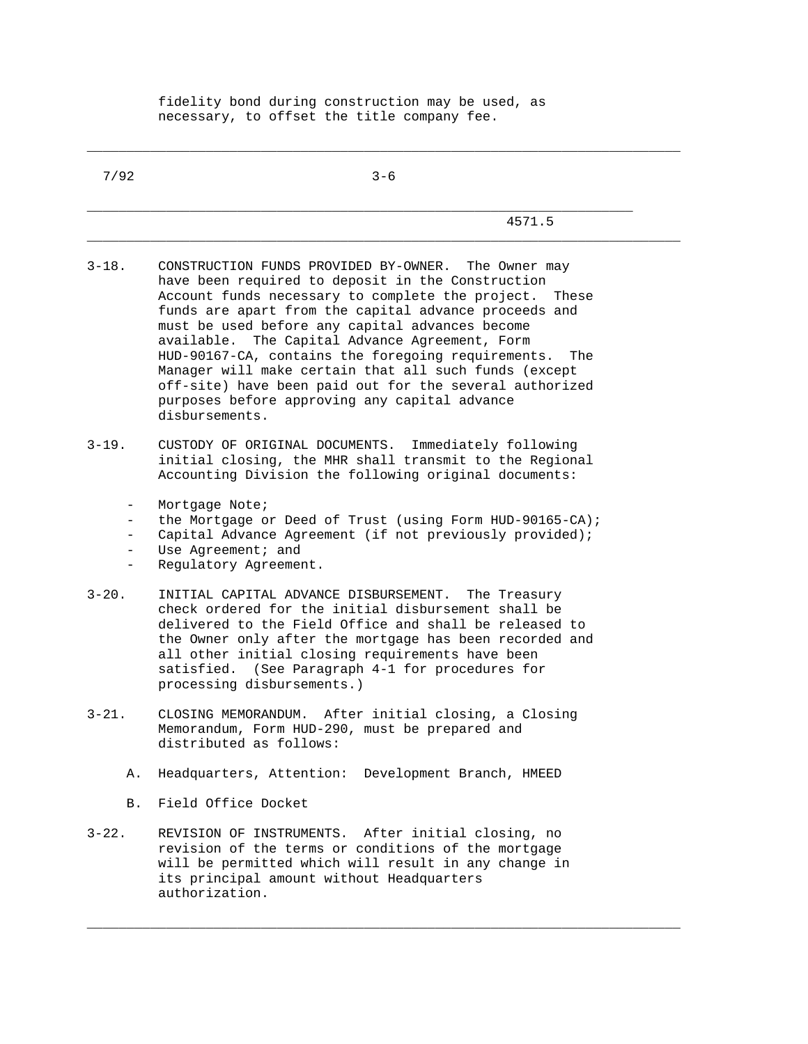fidelity bond during construction may be used, as necessary, to offset the title company fee.

3-18. CONSTRUCTION FUNDS PROVIDED BY-OWNER. The Owner may have been required to deposit in the Construction Account funds necessary to complete the project. These funds are apart from the capital advance proceeds and must be used before any capital advances become available. The Capital Advance Agreement, Form HUD-90167-CA, contains the foregoing requirements. The Manager will make certain that all such funds (except off-site) have been paid out for the several authorized purposes before approving any capital advance disbursements.

3-19. CUSTODY OF ORIGINAL DOCUMENTS. Immediately following initial closing, the MHR shall transmit to the Regional Accounting Division the following original documents:

- Mortgage Note;
- the Mortgage or Deed of Trust (using Form HUD-90165-CA);
- Capital Advance Agreement (if not previously provided);
- Use Agreement; and
- Regulatory Agreement.

3-20. INITIAL CAPITAL ADVANCE DISBURSEMENT. The Treasury check ordered for the initial disbursement shall be delivered to the Field Office and shall be released to the Owner only after the mortgage has been recorded and all other initial closing requirements have been satisfied. (See Paragraph 4-1 for procedures for processing disbursements.)

3-21. CLOSING MEMORANDUM. After initial closing, a Closing Memorandum, Form HUD-290, must be prepared and distributed as follows:

A. Headquarters, Attention: Development Branch, HMEED

B. Field Office Docket

3-22. REVISION OF INSTRUMENTS. After initial closing, no revision of the terms or conditions of the mortgage will be permitted which will result in any change in its principal amount without Headquarters authorization.